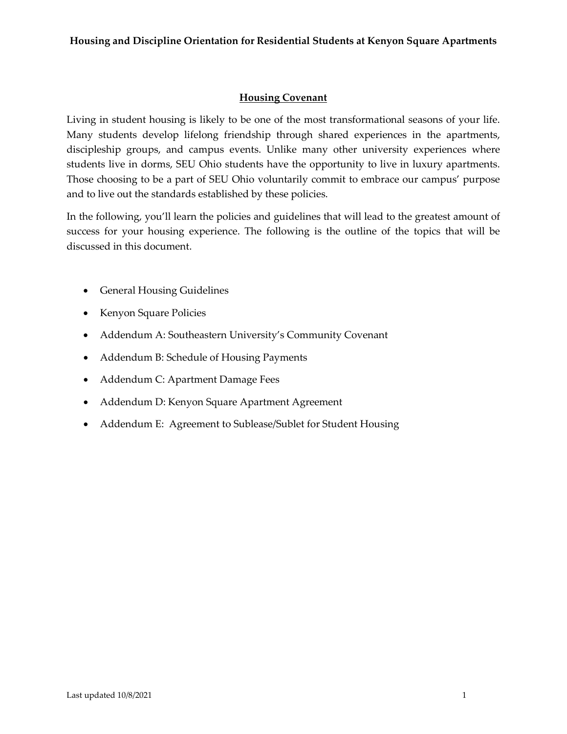**Housing and Discipline Orientation for Residential Students at Kenyon Square Apartments**

## Housing Covenant

Living in student housing is likely to be one of the most transformational seasons of your life. Many students develop lifelong friendship through shared experiences in the apartments, discipleship groups, and campus events. Unlike many other university experiences where students live in dorms, SEU Ohio students have the opportunity to live in luxury apartments. Those choosing to be a part of SEU Ohio voluntarily commit to embrace our campus' purpose and to live out the standards established by these policies.

In the following, you'll learn the policies and guidelines that will lead to the greatest amount of success for your housing experience. The following is the outline of the topics that will be discussed in this document.

- General Housing Guidelines
- Kenyon Square Policies
- Addendum A: Southeastern University's Community Covenant
- Addendum B: Schedule of Housing Payments
- Addendum C: Apartment Damage Fees
- Addendum D: Kenyon Square Apartment Agreement
- Addendum E: Agreement to Sublease/Sublet for Student Housing

Last updated 10/8/2021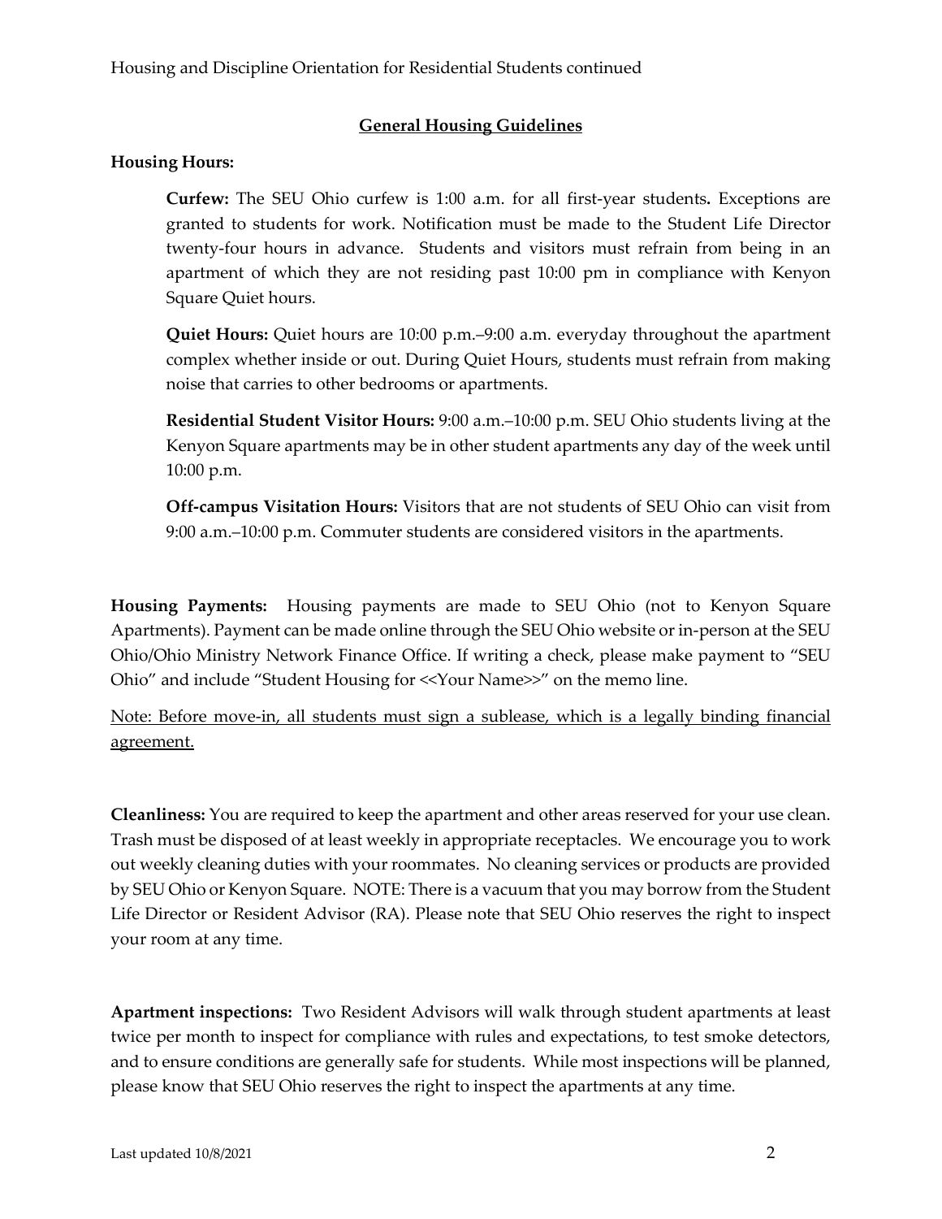## General Housing Guidelines

**Housing Hours:**

**Curfew:** The SEU Ohio curfew is 1:00 a.m. for all first-year students**.** Exceptions are granted to students for work. Notification must be made to the Student Life Director twenty-four hours in advance. Students and visitors must refrain from being in an apartment of which they are not residing past 10:00 pm in compliance with Kenyon Square Quiet hours.

**Quiet Hours:** Quiet hours are 10:00 p.m.–9:00 a.m. everyday throughout the apartment complex whether inside or out. During Quiet Hours, students must refrain from making noise that carries to other bedrooms or apartments.

**Residential Student Visitor Hours:** 9:00 a.m.–10:00 p.m. SEU Ohio students living at the Kenyon Square apartments may be in other student apartments any day of the week until 10:00 p.m.

**Off-campus Visitation Hours:** Visitors that are not students of SEU Ohio can visit from 9:00 a.m.–10:00 p.m. Commuter students are considered visitors in the apartments.

**Housing Payments:** Housing payments are made to SEU Ohio (not to Kenyon Square Apartments). Payment can be made online through the SEU Ohio website or in-person at the SEU Ohio/Ohio Ministry Network Finance Office. If writing a check, please make payment to "SEU Ohio" and include "Student Housing for <<Your Name>>" on the memo line.

<u>Note: Before move-in, all students must sign a sublease, which is a legally binding financial agreement.</u>

**Cleanliness:** You are required to keep the apartment and other areas reserved for your use clean. Trash must be disposed of at least weekly in appropriate receptacles. We encourage you to work out weekly cleaning duties with your roommates. No cleaning services or products are provided by SEU Ohio or Kenyon Square. NOTE: There is a vacuum that you may borrow from the Student Life Director or Resident Advisor (RA). Please note that SEU Ohio reserves the right to inspect your room at any time.

**Apartment inspections:** Two Resident Advisors will walk through student apartments at least twice per month to inspect for compliance with rules and expectations, to test smoke detectors, and to ensure conditions are generally safe for students. While most inspections will be planned, please know that SEU Ohio reserves the right to inspect the apartments at any time.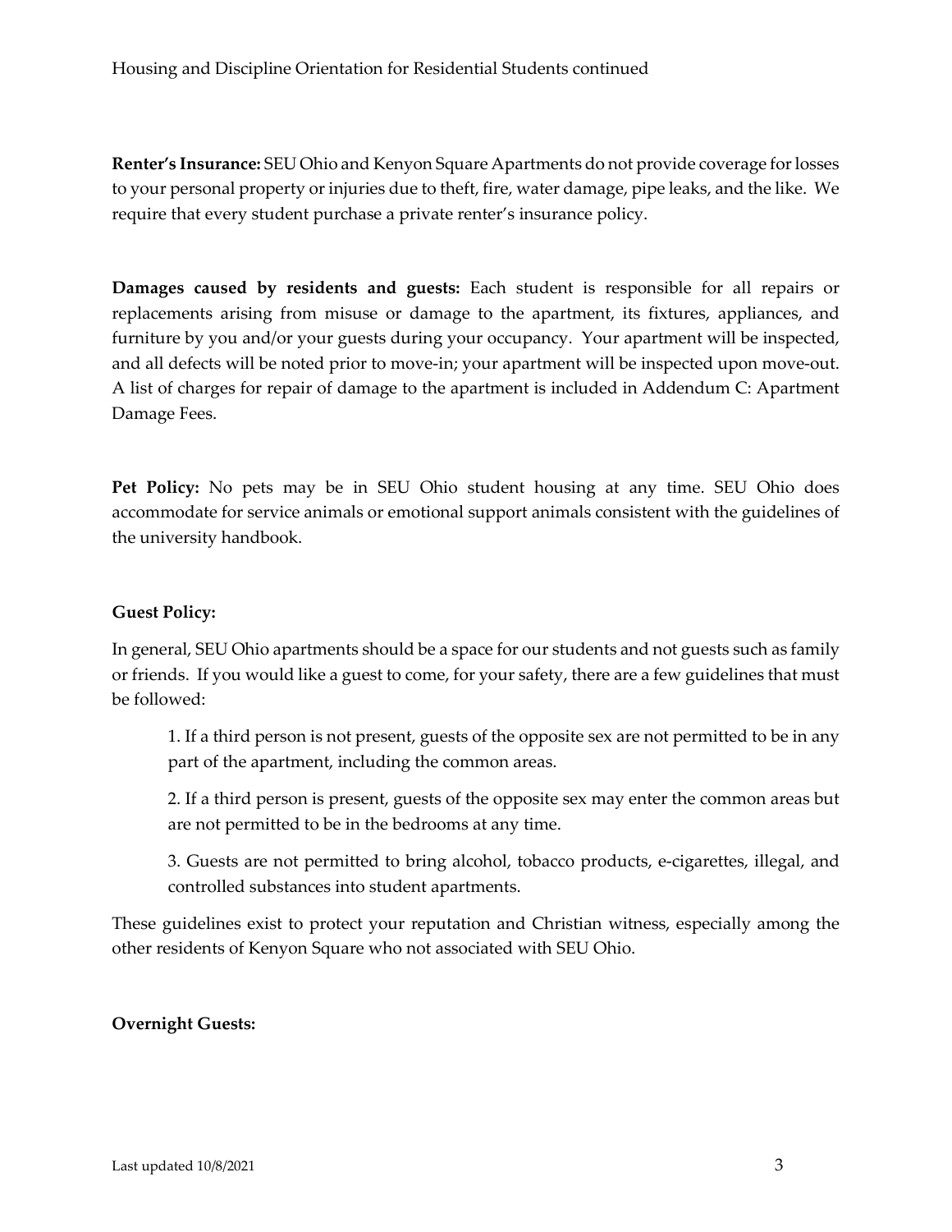**Renter's Insurance:** SEU Ohio and Kenyon Square Apartments do not provide coverage for losses to your personal property or injuries due to theft, fire, water damage, pipe leaks, and the like. We require that every student purchase a private renter's insurance policy.

**Damages caused by residents and guests:** Each student is responsible for all repairs or replacements arising from misuse or damage to the apartment, its fixtures, appliances, and furniture by you and/or your guests during your occupancy. Your apartment will be inspected, and all defects will be noted prior to move-in; your apartment will be inspected upon move-out. A list of charges for repair of damage to the apartment is included in Addendum C: Apartment Damage Fees.

**Pet Policy:** No pets may be in SEU Ohio student housing at any time. SEU Ohio does accommodate for service animals or emotional support animals consistent with the guidelines of the university handbook.

**Guest Policy:**

In general, SEU Ohio apartments should be a space for our students and not guests such as family or friends. If you would like a guest to come, for your safety, there are a few guidelines that must be followed:

1. If a third person is not present, guests of the opposite sex are not permitted to be in any part of the apartment, including the common areas.

2. If a third person is present, guests of the opposite sex may enter the common areas but are not permitted to be in the bedrooms at any time.

3. Guests are not permitted to bring alcohol, tobacco products, e-cigarettes, illegal, and controlled substances into student apartments.

These guidelines exist to protect your reputation and Christian witness, especially among the other residents of Kenyon Square who not associated with SEU Ohio.

**Overnight Guests:**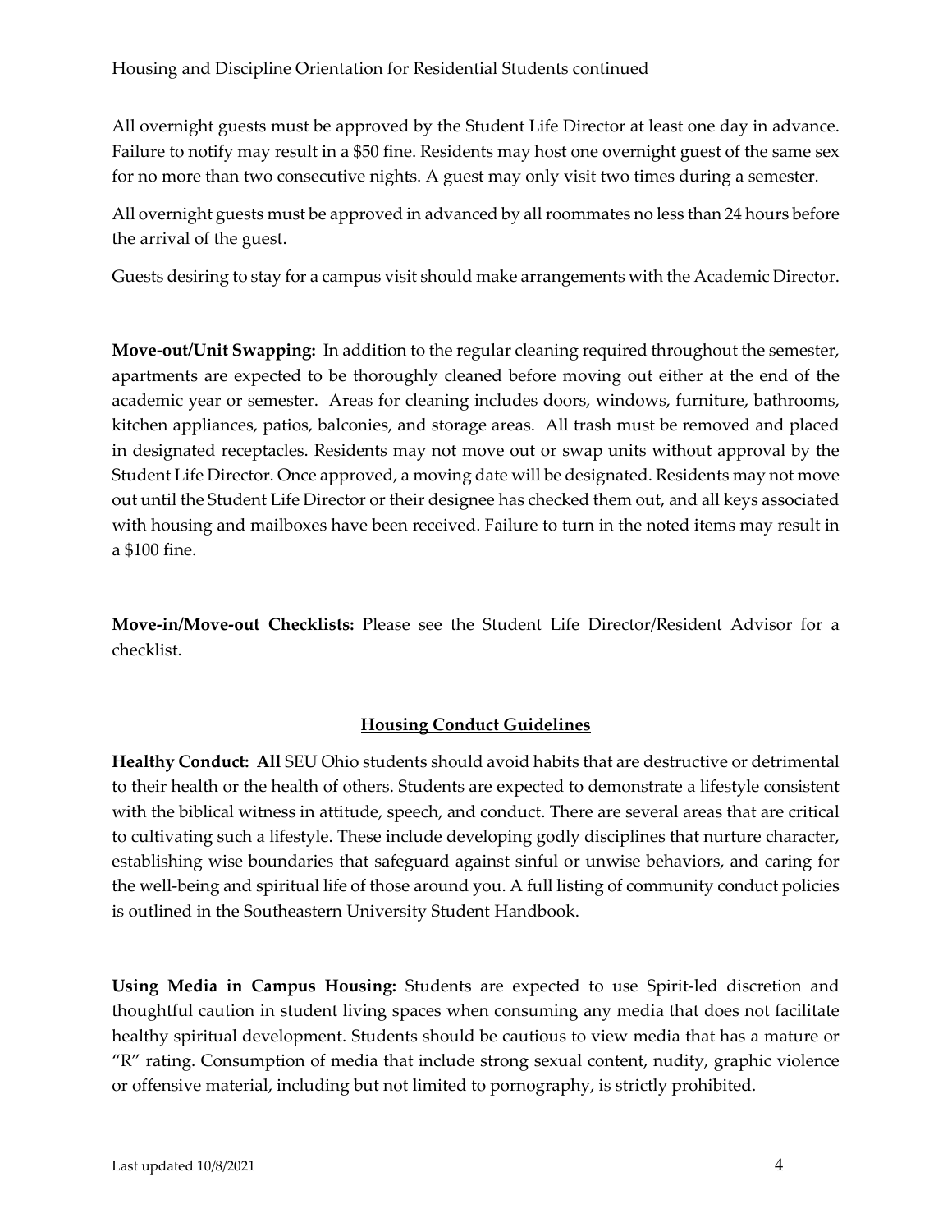All overnight guests must be approved by the Student Life Director at least one day in advance. Failure to notify may result in a $50 fine. Residents may host one overnight guest of the same sex for no more than two consecutive nights. A guest may only visit two times during a semester.

All overnight guests must be approved in advanced by all roommates no less than 24 hours before the arrival of the guest.

Guests desiring to stay for a campus visit should make arrangements with the Academic Director.

**Move-out/Unit Swapping:** In addition to the regular cleaning required throughout the semester, apartments are expected to be thoroughly cleaned before moving out either at the end of the academic year or semester. Areas for cleaning includes doors, windows, furniture, bathrooms, kitchen appliances, patios, balconies, and storage areas. All trash must be removed and placed in designated receptacles. Residents may not move out or swap units without approval by the Student Life Director. Once approved, a moving date will be designated. Residents may not move out until the Student Life Director or their designee has checked them out, and all keys associated with housing and mailboxes have been received. Failure to turn in the noted items may result in a $100 fine.

**Move-in/Move-out Checklists:** Please see the Student Life Director/Resident Advisor for a checklist.

## Housing Conduct Guidelines

**Healthy Conduct: All** SEU Ohio students should avoid habits that are destructive or detrimental to their health or the health of others. Students are expected to demonstrate a lifestyle consistent with the biblical witness in attitude, speech, and conduct. There are several areas that are critical to cultivating such a lifestyle. These include developing godly disciplines that nurture character, establishing wise boundaries that safeguard against sinful or unwise behaviors, and caring for the well-being and spiritual life of those around you. A full listing of community conduct policies is outlined in the Southeastern University Student Handbook.

**Using Media in Campus Housing:** Students are expected to use Spirit-led discretion and thoughtful caution in student living spaces when consuming any media that does not facilitate healthy spiritual development. Students should be cautious to view media that has a mature or "R" rating. Consumption of media that include strong sexual content, nudity, graphic violence or offensive material, including but not limited to pornography, is strictly prohibited.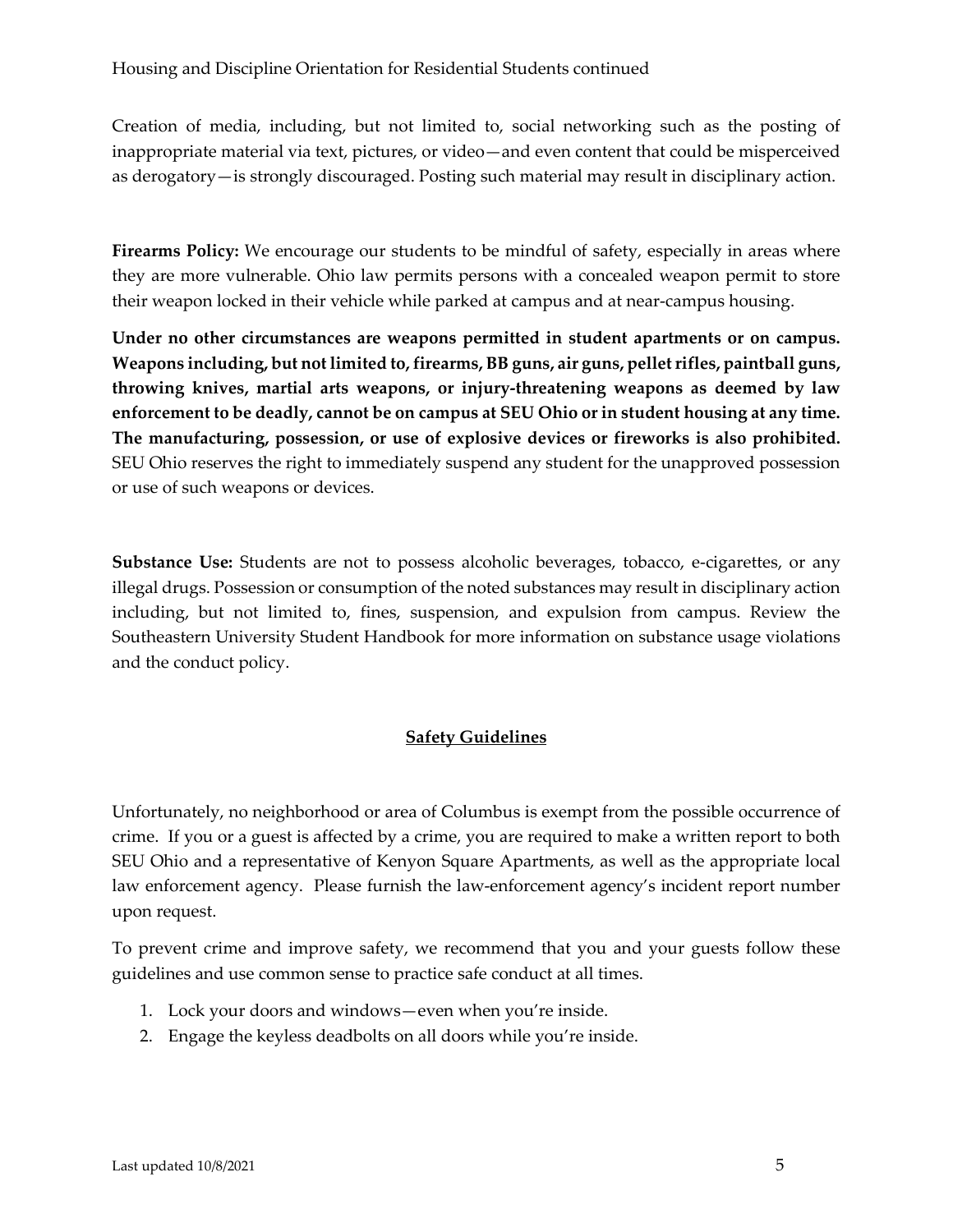Creation of media, including, but not limited to, social networking such as the posting of inappropriate material via text, pictures, or video—and even content that could be misperceived as derogatory—is strongly discouraged. Posting such material may result in disciplinary action.

**Firearms Policy:** We encourage our students to be mindful of safety, especially in areas where they are more vulnerable. Ohio law permits persons with a concealed weapon permit to store their weapon locked in their vehicle while parked at campus and at near-campus housing.

**Under no other circumstances are weapons permitted in student apartments or on campus. Weapons including, but not limited to, firearms, BB guns, air guns, pellet rifles, paintball guns, throwing knives, martial arts weapons, or injury-threatening weapons as deemed by law enforcement to be deadly, cannot be on campus at SEU Ohio or in student housing at any time. The manufacturing, possession, or use of explosive devices or fireworks is also prohibited.** SEU Ohio reserves the right to immediately suspend any student for the unapproved possession or use of such weapons or devices.

**Substance Use:** Students are not to possess alcoholic beverages, tobacco, e-cigarettes, or any illegal drugs. Possession or consumption of the noted substances may result in disciplinary action including, but not limited to, fines, suspension, and expulsion from campus. Review the Southeastern University Student Handbook for more information on substance usage violations and the conduct policy.

## Safety Guidelines

Unfortunately, no neighborhood or area of Columbus is exempt from the possible occurrence of crime. If you or a guest is affected by a crime, you are required to make a written report to both SEU Ohio and a representative of Kenyon Square Apartments, as well as the appropriate local law enforcement agency. Please furnish the law-enforcement agency's incident report number upon request.

To prevent crime and improve safety, we recommend that you and your guests follow these guidelines and use common sense to practice safe conduct at all times.

1. Lock your doors and windows—even when you're inside.
2. Engage the keyless deadbolts on all doors while you're inside.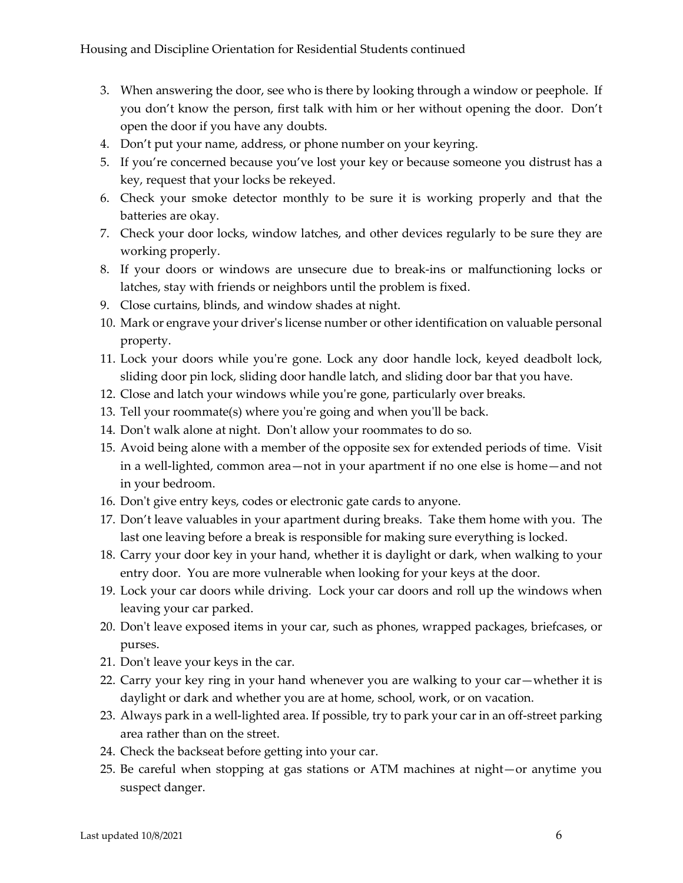3. When answering the door, see who is there by looking through a window or peephole. If you don't know the person, first talk with him or her without opening the door. Don't open the door if you have any doubts.
4. Don't put your name, address, or phone number on your keyring.
5. If you're concerned because you've lost your key or because someone you distrust has a key, request that your locks be rekeyed.
6. Check your smoke detector monthly to be sure it is working properly and that the batteries are okay.
7. Check your door locks, window latches, and other devices regularly to be sure they are working properly.
8. If your doors or windows are unsecure due to break-ins or malfunctioning locks or latches, stay with friends or neighbors until the problem is fixed.
9. Close curtains, blinds, and window shades at night.
10. Mark or engrave your driver's license number or other identification on valuable personal property.
11. Lock your doors while you're gone. Lock any door handle lock, keyed deadbolt lock, sliding door pin lock, sliding door handle latch, and sliding door bar that you have.
12. Close and latch your windows while you're gone, particularly over breaks.
13. Tell your roommate(s) where you're going and when you'll be back.
14. Don't walk alone at night. Don't allow your roommates to do so.
15. Avoid being alone with a member of the opposite sex for extended periods of time. Visit in a well-lighted, common area—not in your apartment if no one else is home—and not in your bedroom.
16. Don't give entry keys, codes or electronic gate cards to anyone.
17. Don't leave valuables in your apartment during breaks. Take them home with you. The last one leaving before a break is responsible for making sure everything is locked.
18. Carry your door key in your hand, whether it is daylight or dark, when walking to your entry door. You are more vulnerable when looking for your keys at the door.
19. Lock your car doors while driving. Lock your car doors and roll up the windows when leaving your car parked.
20. Don't leave exposed items in your car, such as phones, wrapped packages, briefcases, or purses.
21. Don't leave your keys in the car.
22. Carry your key ring in your hand whenever you are walking to your car—whether it is daylight or dark and whether you are at home, school, work, or on vacation.
23. Always park in a well-lighted area. If possible, try to park your car in an off-street parking area rather than on the street.
24. Check the backseat before getting into your car.
25. Be careful when stopping at gas stations or ATM machines at night—or anytime you suspect danger.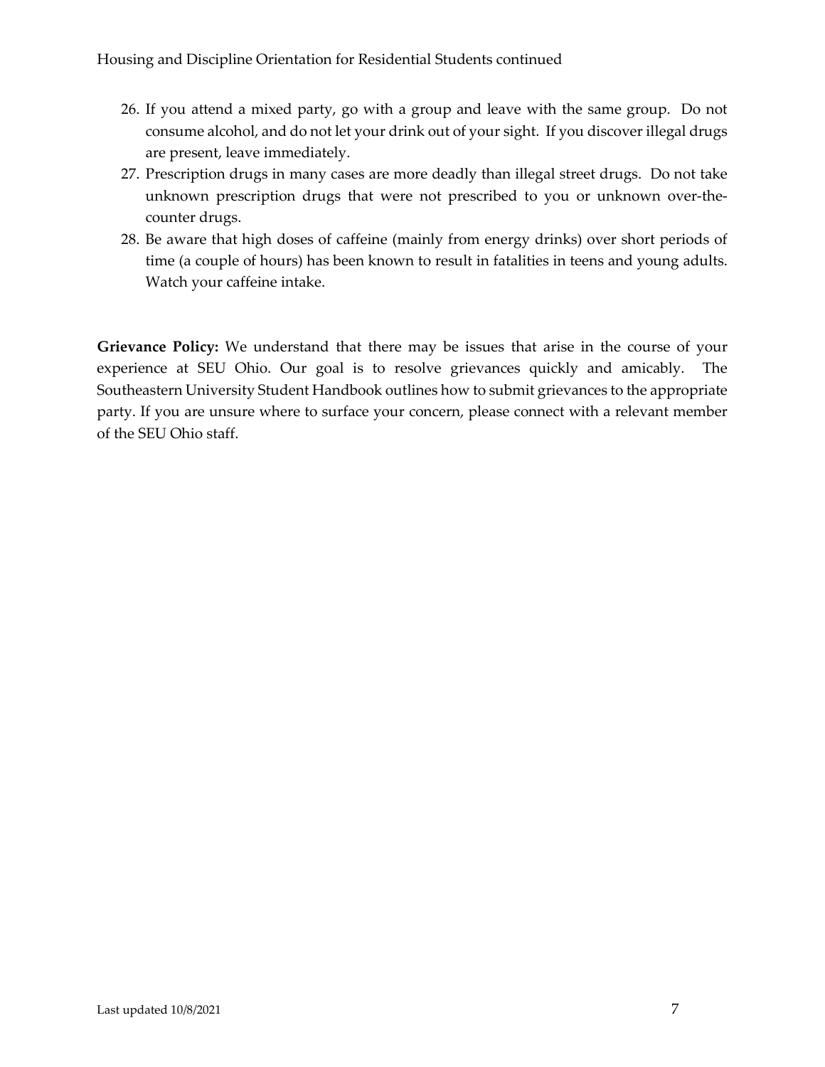26. If you attend a mixed party, go with a group and leave with the same group. Do not consume alcohol, and do not let your drink out of your sight. If you discover illegal drugs are present, leave immediately.
27. Prescription drugs in many cases are more deadly than illegal street drugs. Do not take unknown prescription drugs that were not prescribed to you or unknown over-the-counter drugs.
28. Be aware that high doses of caffeine (mainly from energy drinks) over short periods of time (a couple of hours) has been known to result in fatalities in teens and young adults. Watch your caffeine intake.

**Grievance Policy:** We understand that there may be issues that arise in the course of your experience at SEU Ohio. Our goal is to resolve grievances quickly and amicably. The Southeastern University Student Handbook outlines how to submit grievances to the appropriate party. If you are unsure where to surface your concern, please connect with a relevant member of the SEU Ohio staff.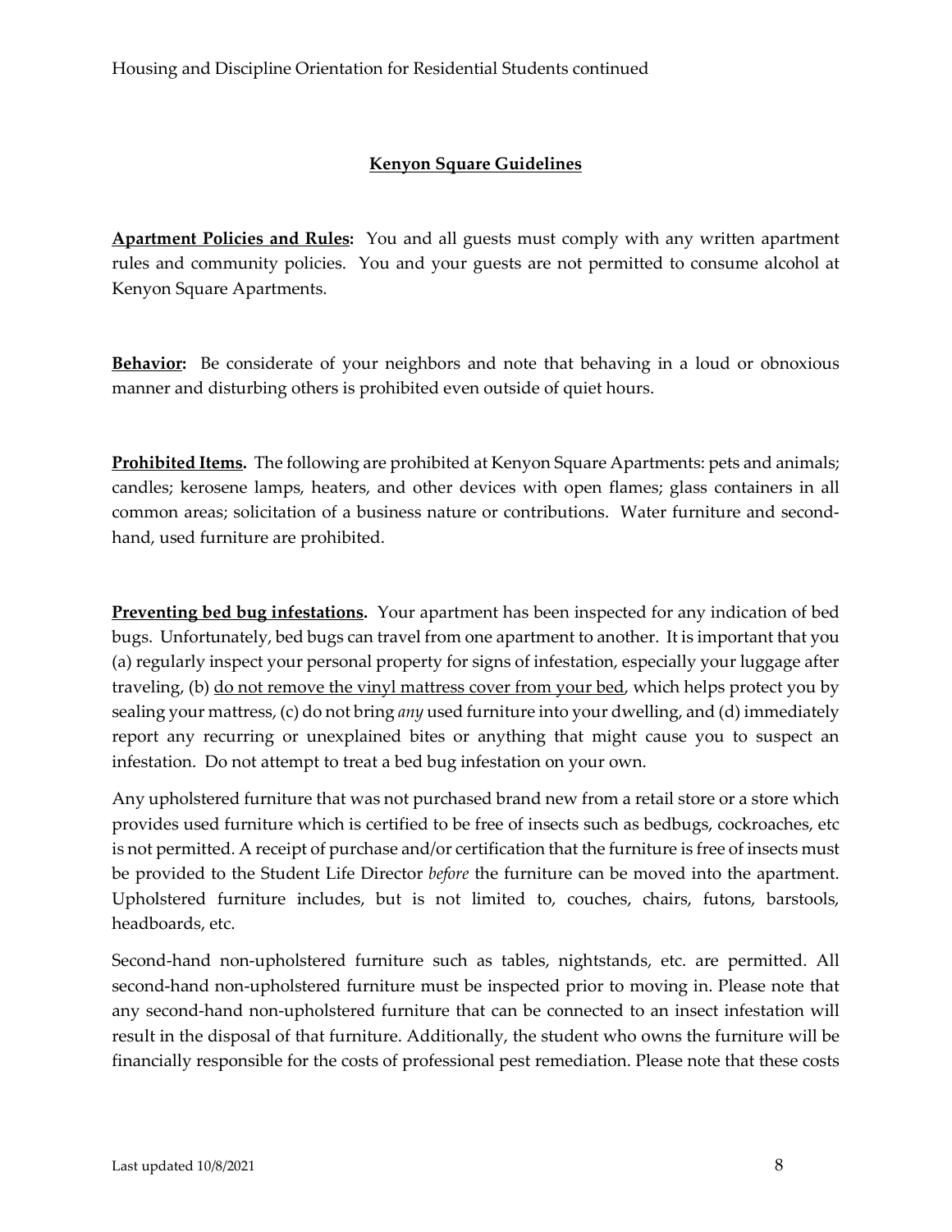## Kenyon Square Guidelines

**Apartment Policies and Rules:** You and all guests must comply with any written apartment rules and community policies. You and your guests are not permitted to consume alcohol at Kenyon Square Apartments.

**Behavior:** Be considerate of your neighbors and note that behaving in a loud or obnoxious manner and disturbing others is prohibited even outside of quiet hours.

**Prohibited Items.** The following are prohibited at Kenyon Square Apartments: pets and animals; candles; kerosene lamps, heaters, and other devices with open flames; glass containers in all common areas; solicitation of a business nature or contributions. Water furniture and second-hand, used furniture are prohibited.

**Preventing bed bug infestations.** Your apartment has been inspected for any indication of bed bugs. Unfortunately, bed bugs can travel from one apartment to another. It is important that you (a) regularly inspect your personal property for signs of infestation, especially your luggage after traveling, (b) <u>do not remove the vinyl mattress cover from your bed</u>, which helps protect you by sealing your mattress, (c) do not bring *any* used furniture into your dwelling, and (d) immediately report any recurring or unexplained bites or anything that might cause you to suspect an infestation. Do not attempt to treat a bed bug infestation on your own.

Any upholstered furniture that was not purchased brand new from a retail store or a store which provides used furniture which is certified to be free of insects such as bedbugs, cockroaches, etc is not permitted. A receipt of purchase and/or certification that the furniture is free of insects must be provided to the Student Life Director *before* the furniture can be moved into the apartment. Upholstered furniture includes, but is not limited to, couches, chairs, futons, barstools, headboards, etc.

Second-hand non-upholstered furniture such as tables, nightstands, etc. are permitted. All second-hand non-upholstered furniture must be inspected prior to moving in. Please note that any second-hand non-upholstered furniture that can be connected to an insect infestation will result in the disposal of that furniture. Additionally, the student who owns the furniture will be financially responsible for the costs of professional pest remediation. Please note that these costs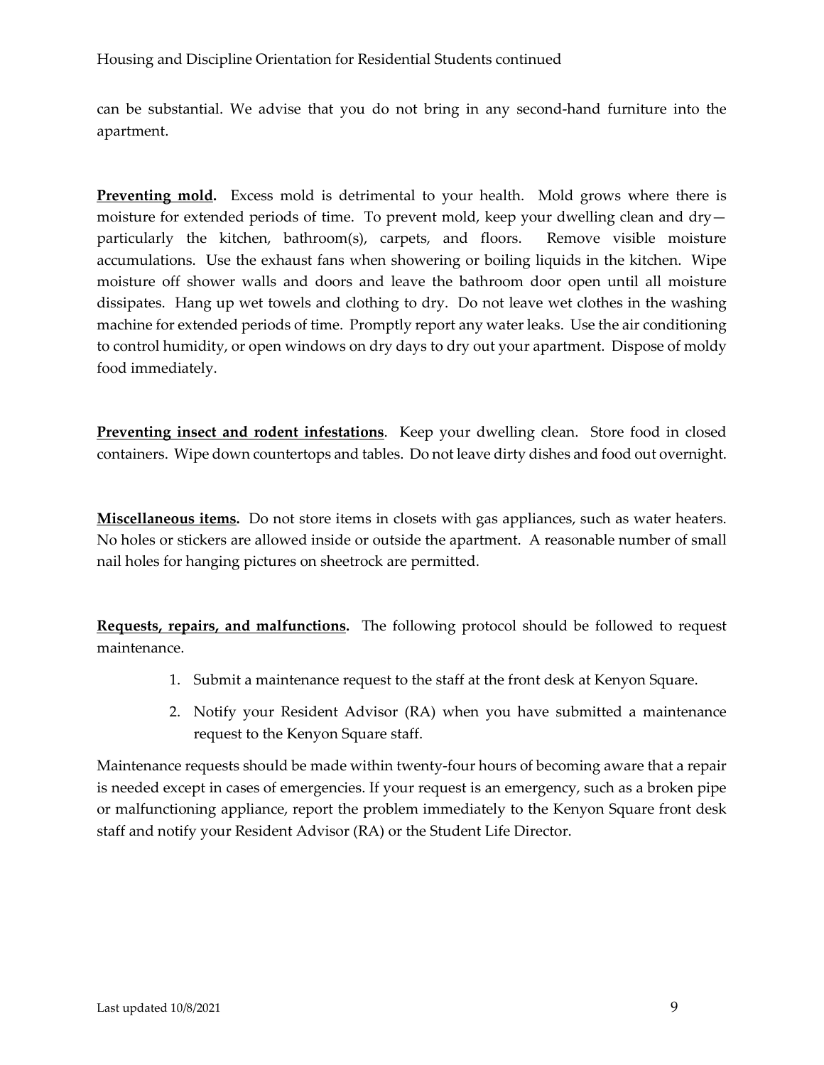can be substantial. We advise that you do not bring in any second-hand furniture into the apartment.

**Preventing mold.** Excess mold is detrimental to your health. Mold grows where there is moisture for extended periods of time. To prevent mold, keep your dwelling clean and dry—particularly the kitchen, bathroom(s), carpets, and floors. Remove visible moisture accumulations. Use the exhaust fans when showering or boiling liquids in the kitchen. Wipe moisture off shower walls and doors and leave the bathroom door open until all moisture dissipates. Hang up wet towels and clothing to dry. Do not leave wet clothes in the washing machine for extended periods of time. Promptly report any water leaks. Use the air conditioning to control humidity, or open windows on dry days to dry out your apartment. Dispose of moldy food immediately.

**Preventing insect and rodent infestations**. Keep your dwelling clean. Store food in closed containers. Wipe down countertops and tables. Do not leave dirty dishes and food out overnight.

**Miscellaneous items.** Do not store items in closets with gas appliances, such as water heaters. No holes or stickers are allowed inside or outside the apartment. A reasonable number of small nail holes for hanging pictures on sheetrock are permitted.

**Requests, repairs, and malfunctions.** The following protocol should be followed to request maintenance.

1. Submit a maintenance request to the staff at the front desk at Kenyon Square.
2. Notify your Resident Advisor (RA) when you have submitted a maintenance request to the Kenyon Square staff.

Maintenance requests should be made within twenty-four hours of becoming aware that a repair is needed except in cases of emergencies. If your request is an emergency, such as a broken pipe or malfunctioning appliance, report the problem immediately to the Kenyon Square front desk staff and notify your Resident Advisor (RA) or the Student Life Director.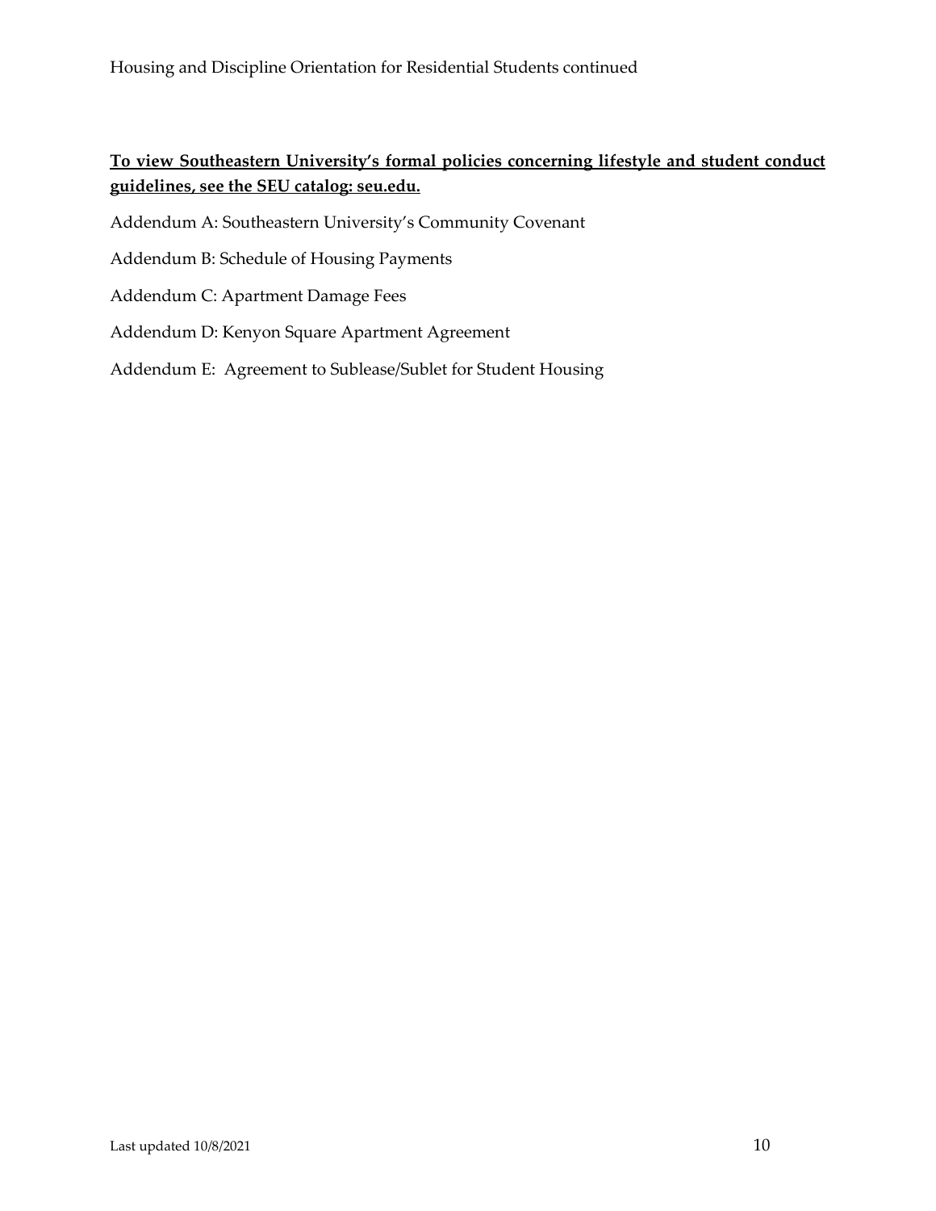**To view Southeastern University's formal policies concerning lifestyle and student conduct guidelines, see the SEU catalog: seu.edu.**

Addendum A: Southeastern University's Community Covenant

Addendum B: Schedule of Housing Payments

Addendum C: Apartment Damage Fees

Addendum D: Kenyon Square Apartment Agreement

Addendum E: Agreement to Sublease/Sublet for Student Housing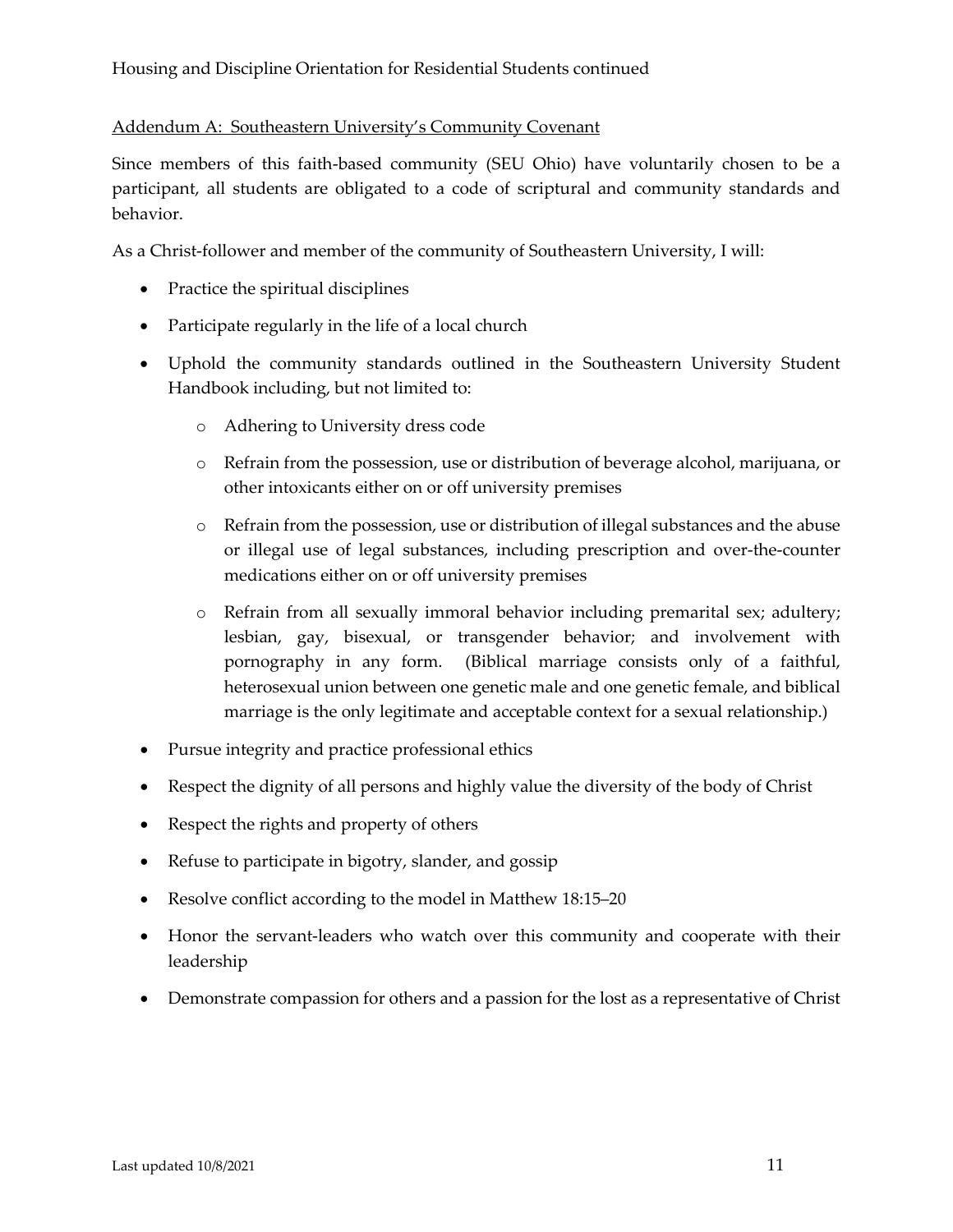Addendum A: Southeastern University's Community Covenant

Since members of this faith-based community (SEU Ohio) have voluntarily chosen to be a participant, all students are obligated to a code of scriptural and community standards and behavior.

As a Christ-follower and member of the community of Southeastern University, I will:

- Practice the spiritual disciplines
- Participate regularly in the life of a local church
- Uphold the community standards outlined in the Southeastern University Student Handbook including, but not limited to:
    - Adhering to University dress code
    - Refrain from the possession, use or distribution of beverage alcohol, marijuana, or other intoxicants either on or off university premises
    - Refrain from the possession, use or distribution of illegal substances and the abuse or illegal use of legal substances, including prescription and over-the-counter medications either on or off university premises
    - Refrain from all sexually immoral behavior including premarital sex; adultery; lesbian, gay, bisexual, or transgender behavior; and involvement with pornography in any form. (Biblical marriage consists only of a faithful, heterosexual union between one genetic male and one genetic female, and biblical marriage is the only legitimate and acceptable context for a sexual relationship.)
- Pursue integrity and practice professional ethics
- Respect the dignity of all persons and highly value the diversity of the body of Christ
- Respect the rights and property of others
- Refuse to participate in bigotry, slander, and gossip
- Resolve conflict according to the model in Matthew 18:15–20
- Honor the servant-leaders who watch over this community and cooperate with their leadership
- Demonstrate compassion for others and a passion for the lost as a representative of Christ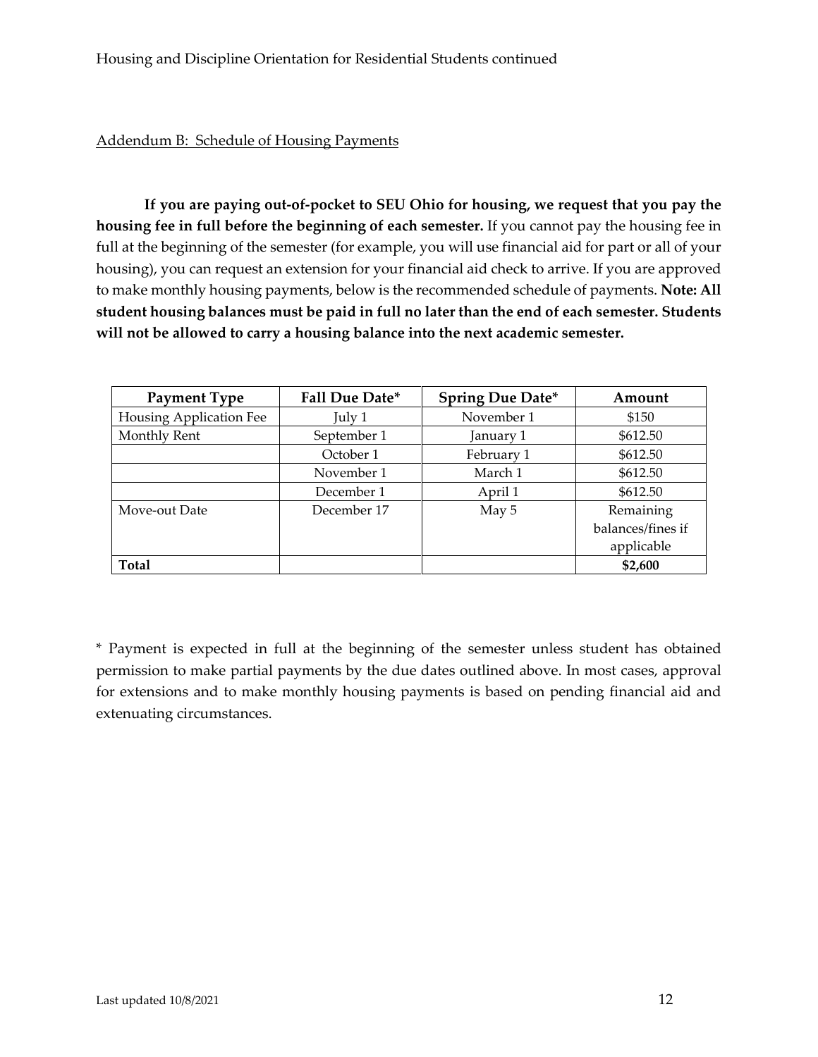## Addendum B: Schedule of Housing Payments

**If you are paying out-of-pocket to SEU Ohio for housing, we request that you pay the housing fee in full before the beginning of each semester.** If you cannot pay the housing fee in full at the beginning of the semester (for example, you will use financial aid for part or all of your housing), you can request an extension for your financial aid check to arrive. If you are approved to make monthly housing payments, below is the recommended schedule of payments. **Note: All student housing balances must be paid in full no later than the end of each semester. Students will not be allowed to carry a housing balance into the next academic semester.**

| Payment Type | Fall Due Date* | Spring Due Date* | Amount |
|---|---|---|---|
| Housing Application Fee | July 1 | November 1 | $150 |
| Monthly Rent | September 1 | January 1 | $612.50 |
| | October 1 | February 1 | $612.50 |
| | November 1 | March 1 | $612.50 |
| | December 1 | April 1 | $612.50 |
| Move-out Date | December 17 | May 5 | Remaining balances/fines if applicable |
| **Total** | | | **$2,600** |

* Payment is expected in full at the beginning of the semester unless student has obtained permission to make partial payments by the due dates outlined above. In most cases, approval for extensions and to make monthly housing payments is based on pending financial aid and extenuating circumstances.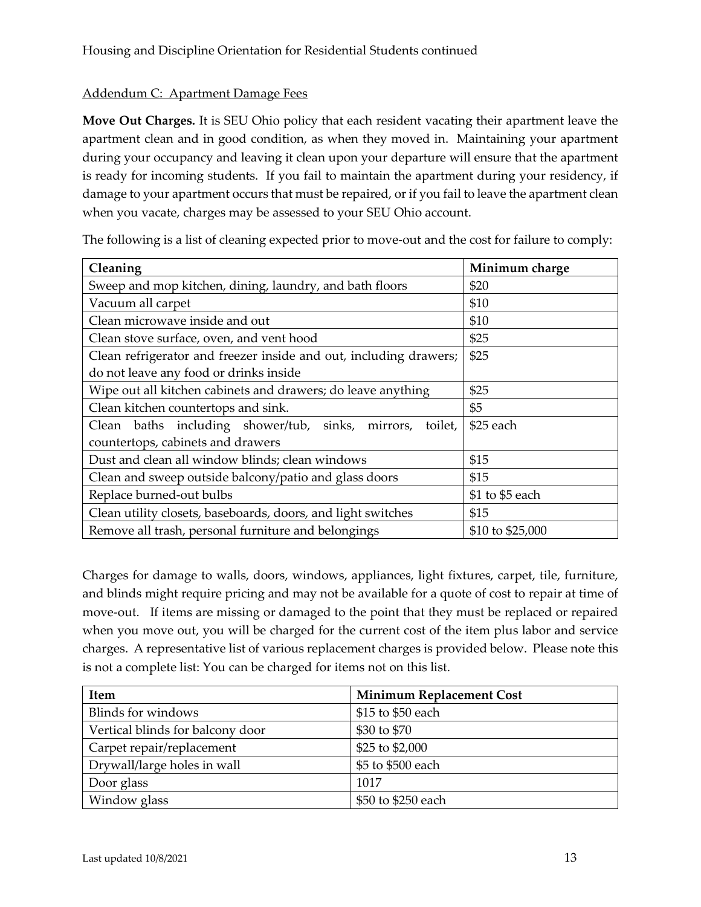Housing and Discipline Orientation for Residential Students continued

Addendum C: Apartment Damage Fees

**Move Out Charges.** It is SEU Ohio policy that each resident vacating their apartment leave the apartment clean and in good condition, as when they moved in. Maintaining your apartment during your occupancy and leaving it clean upon your departure will ensure that the apartment is ready for incoming students. If you fail to maintain the apartment during your residency, if damage to your apartment occurs that must be repaired, or if you fail to leave the apartment clean when you vacate, charges may be assessed to your SEU Ohio account.

The following is a list of cleaning expected prior to move-out and the cost for failure to comply:

| Cleaning | Minimum charge |
|---|---|
| Sweep and mop kitchen, dining, laundry, and bath floors | $20 |
| Vacuum all carpet | $10 |
| Clean microwave inside and out | $10 |
| Clean stove surface, oven, and vent hood | $25 |
| Clean refrigerator and freezer inside and out, including drawers; do not leave any food or drinks inside | $25 |
| Wipe out all kitchen cabinets and drawers; do leave anything | $25 |
| Clean kitchen countertops and sink. | $5 |
| Clean baths including shower/tub, sinks, mirrors, toilet, countertops, cabinets and drawers | $25 each |
| Dust and clean all window blinds; clean windows | $15 |
| Clean and sweep outside balcony/patio and glass doors | $15 |
| Replace burned-out bulbs | $1 to $5 each |
| Clean utility closets, baseboards, doors, and light switches | $15 |
| Remove all trash, personal furniture and belongings | $10 to $25,000 |

Charges for damage to walls, doors, windows, appliances, light fixtures, carpet, tile, furniture, and blinds might require pricing and may not be available for a quote of cost to repair at time of move-out. If items are missing or damaged to the point that they must be replaced or repaired when you move out, you will be charged for the current cost of the item plus labor and service charges. A representative list of various replacement charges is provided below. Please note this is not a complete list: You can be charged for items not on this list.

| Item | Minimum Replacement Cost |
|---|---|
| Blinds for windows | $15 to $50 each |
| Vertical blinds for balcony door | $30 to $70 |
| Carpet repair/replacement | $25 to $2,000 |
| Drywall/large holes in wall | $5 to $500 each |
| Door glass | 1017 |
| Window glass | $50 to $250 each |

Last updated 10/8/2021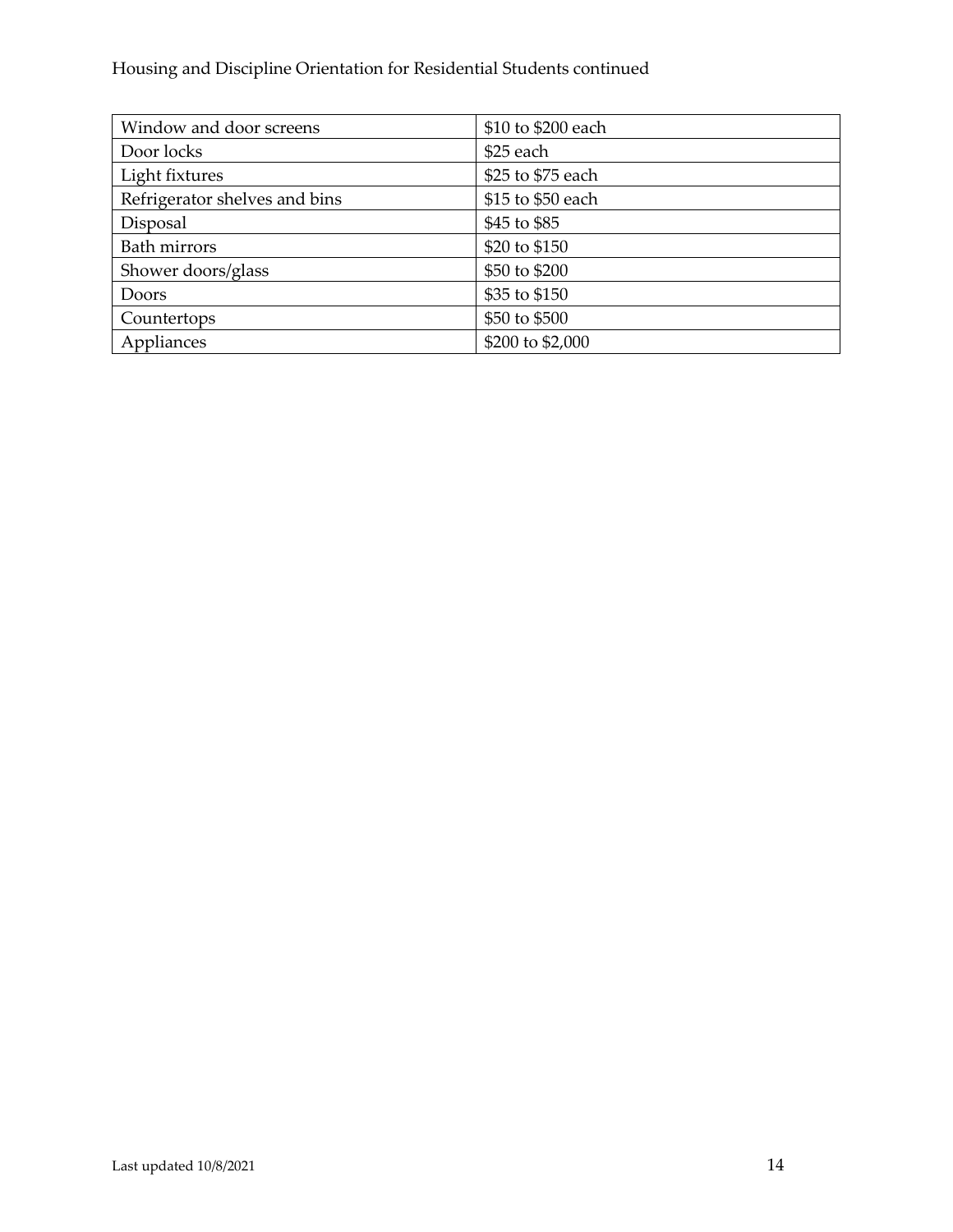| | |
|---|---|
| Window and door screens | $10 to $200 each |
| Door locks | $25 each |
| Light fixtures | $25 to $75 each |
| Refrigerator shelves and bins | $15 to $50 each |
| Disposal | $45 to $85 |
| Bath mirrors | $20 to $150 |
| Shower doors/glass | $50 to $200 |
| Doors | $35 to $150 |
| Countertops | $50 to $500 |
| Appliances | $200 to $2,000 |